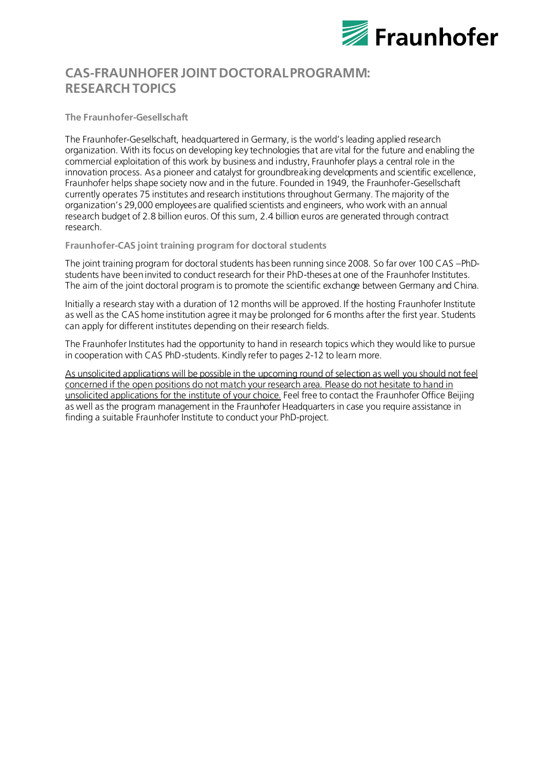# CAS-FRAUNHOFER JOINT DOCTORAL PROGRAMM: RESEARCH TOPICS

### The Fraunhofer-Gesellschaft

The Fraunhofer-Gesellschaft, headquartered in Germany, is the world's leading applied research organization. With its focus on developing key technologies that are vital for the future and enabling the commercial exploitation of this work by business and industry, Fraunhofer plays a central role in the innovation process. As a pioneer and catalyst for groundbreaking developments and scientific excellence, Fraunhofer helps shape society now and in the future. Founded in 1949, the Fraunhofer-Gesellschaft currently operates 75 institutes and research institutions throughout Germany. The majority of the organization's 29,000 employees are qualified scientists and engineers, who work with an annual research budget of 2.8 billion euros. Of this sum, 2.4 billion euros are generated through contract research.

### Fraunhofer-CAS joint training program for doctoral students

The joint training program for doctoral students has been running since 2008. So far over 100 CAS –PhD-students have been invited to conduct research for their PhD-theses at one of the Fraunhofer Institutes. The aim of the joint doctoral program is to promote the scientific exchange between Germany and China.

Initially a research stay with a duration of 12 months will be approved. If the hosting Fraunhofer Institute as well as the CAS home institution agree it may be prolonged for 6 months after the first year. Students can apply for different institutes depending on their research fields.

The Fraunhofer Institutes had the opportunity to hand in research topics which they would like to pursue in cooperation with CAS PhD-students. Kindly refer to pages 2-12 to learn more.

<u>As unsolicited applications will be possible in the upcoming round of selection as well you should not feel concerned if the open positions do not match your research area. Please do not hesitate to hand in unsolicited applications for the institute of your choice.</u> Feel free to contact the Fraunhofer Office Beijing as well as the program management in the Fraunhofer Headquarters in case you require assistance in finding a suitable Fraunhofer Institute to conduct your PhD-project.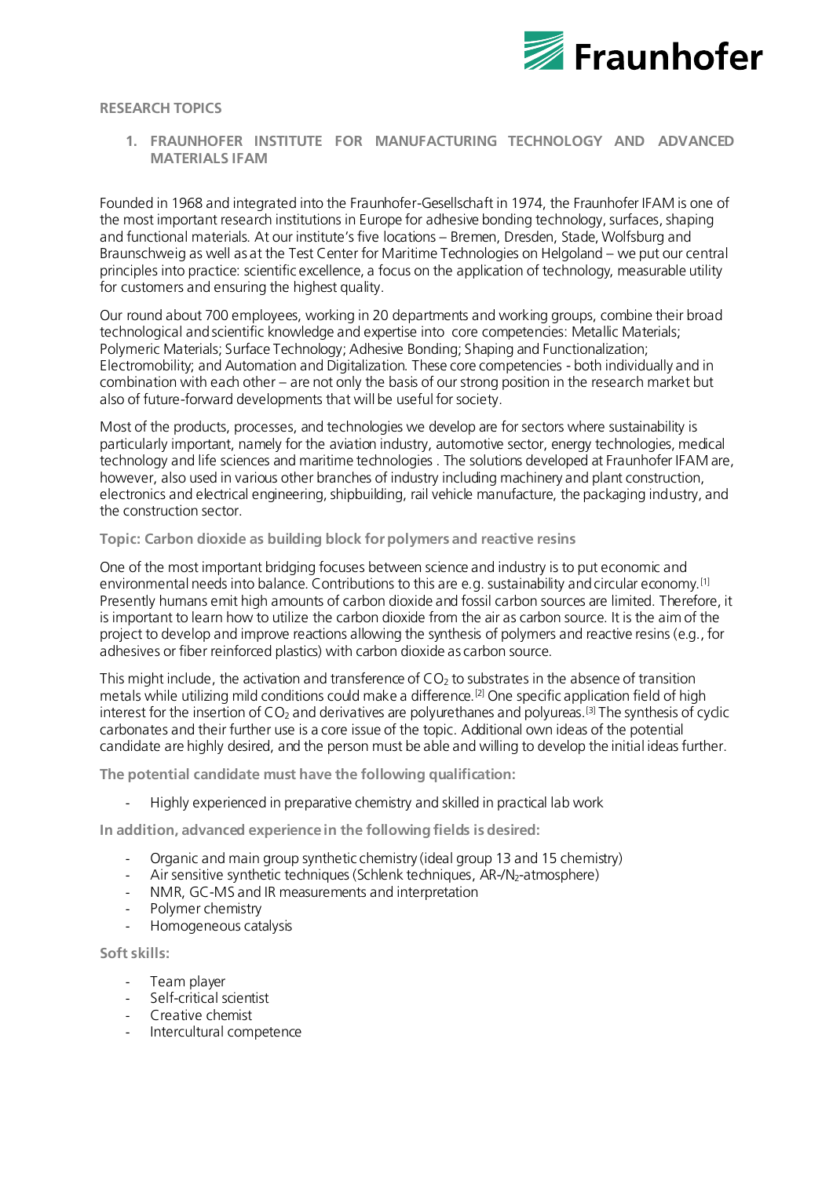## RESEARCH TOPICS

### 1. FRAUNHOFER INSTITUTE FOR MANUFACTURING TECHNOLOGY AND ADVANCED MATERIALS IFAM

Founded in 1968 and integrated into the Fraunhofer-Gesellschaft in 1974, the Fraunhofer IFAM is one of the most important research institutions in Europe for adhesive bonding technology, surfaces, shaping and functional materials. At our institute's five locations – Bremen, Dresden, Stade, Wolfsburg and Braunschweig as well as at the Test Center for Maritime Technologies on Helgoland – we put our central principles into practice: scientific excellence, a focus on the application of technology, measurable utility for customers and ensuring the highest quality.

Our round about 700 employees, working in 20 departments and working groups, combine their broad technological and scientific knowledge and expertise into core competencies: Metallic Materials; Polymeric Materials; Surface Technology; Adhesive Bonding; Shaping and Functionalization; Electromobility; and Automation and Digitalization. These core competencies - both individually and in combination with each other – are not only the basis of our strong position in the research market but also of future-forward developments that will be useful for society.

Most of the products, processes, and technologies we develop are for sectors where sustainability is particularly important, namely for the aviation industry, automotive sector, energy technologies, medical technology and life sciences and maritime technologies . The solutions developed at Fraunhofer IFAM are, however, also used in various other branches of industry including machinery and plant construction, electronics and electrical engineering, shipbuilding, rail vehicle manufacture, the packaging industry, and the construction sector.

#### Topic: Carbon dioxide as building block for polymers and reactive resins

One of the most important bridging focuses between science and industry is to put economic and environmental needs into balance. Contributions to this are e.g. sustainability and circular economy.[1] Presently humans emit high amounts of carbon dioxide and fossil carbon sources are limited. Therefore, it is important to learn how to utilize the carbon dioxide from the air as carbon source. It is the aim of the project to develop and improve reactions allowing the synthesis of polymers and reactive resins (e.g., for adhesives or fiber reinforced plastics) with carbon dioxide as carbon source.

This might include, the activation and transference of $CO_2$ to substrates in the absence of transition metals while utilizing mild conditions could make a difference.[2] One specific application field of high interest for the insertion of $CO_2$ and derivatives are polyurethanes and polyureas.[3] The synthesis of cyclic carbonates and their further use is a core issue of the topic. Additional own ideas of the potential candidate are highly desired, and the person must be able and willing to develop the initial ideas further.

**The potential candidate must have the following qualification:**

- Highly experienced in preparative chemistry and skilled in practical lab work

**In addition, advanced experience in the following fields is desired:**

- Organic and main group synthetic chemistry (ideal group 13 and 15 chemistry)
- Air sensitive synthetic techniques (Schlenk techniques, AR-/$N_2$-atmosphere)
- NMR, GC-MS and IR measurements and interpretation
- Polymer chemistry
- Homogeneous catalysis

**Soft skills:**

- Team player
- Self-critical scientist
- Creative chemist
- Intercultural competence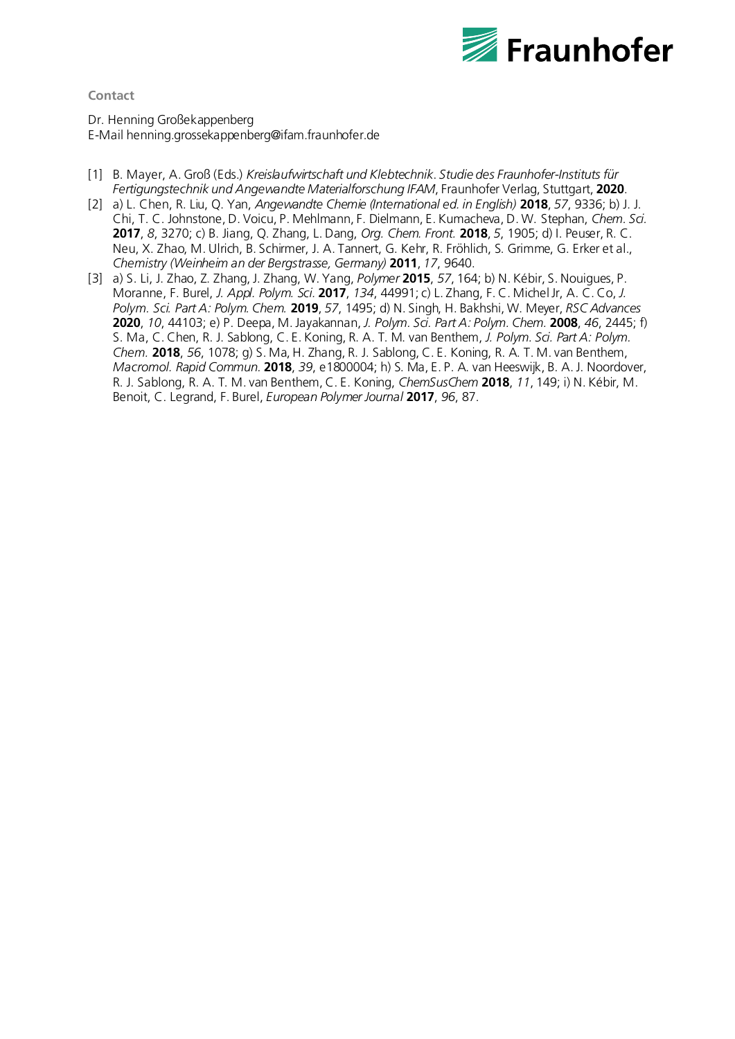### Contact

Dr. Henning Großekappenberg
E-Mail henning.grossekappenberg@ifam.fraunhofer.de

[1] B. Mayer, A. Groß (Eds.) *Kreislaufwirtschaft und Klebtechnik. Studie des Fraunhofer-Instituts für Fertigungstechnik und Angewandte Materialforschung IFAM*, Fraunhofer Verlag, Stuttgart, **2020**.

[2] a) L. Chen, R. Liu, Q. Yan, *Angewandte Chemie (International ed. in English)* **2018**, *57*, 9336; b) J. J. Chi, T. C. Johnstone, D. Voicu, P. Mehlmann, F. Dielmann, E. Kumacheva, D. W. Stephan, *Chem. Sci.* **2017**, *8*, 3270; c) B. Jiang, Q. Zhang, L. Dang, *Org. Chem. Front.* **2018**, *5*, 1905; d) I. Peuser, R. C. Neu, X. Zhao, M. Ulrich, B. Schirmer, J. A. Tannert, G. Kehr, R. Fröhlich, S. Grimme, G. Erker et al., *Chemistry (Weinheim an der Bergstrasse, Germany)* **2011**, *17*, 9640.

[3] a) S. Li, J. Zhao, Z. Zhang, J. Zhang, W. Yang, *Polymer* **2015**, *57*, 164; b) N. Kébir, S. Nouigues, P. Moranne, F. Burel, *J. Appl. Polym. Sci.* **2017**, *134*, 44991; c) L. Zhang, F. C. Michel Jr, A. C. Co, *J. Polym. Sci. Part A: Polym. Chem.* **2019**, *57*, 1495; d) N. Singh, H. Bakhshi, W. Meyer, *RSC Advances* **2020**, *10*, 44103; e) P. Deepa, M. Jayakannan, *J. Polym. Sci. Part A: Polym. Chem.* **2008**, *46*, 2445; f) S. Ma, C. Chen, R. J. Sablong, C. E. Koning, R. A. T. M. van Benthem, *J. Polym. Sci. Part A: Polym. Chem.* **2018**, *56*, 1078; g) S. Ma, H. Zhang, R. J. Sablong, C. E. Koning, R. A. T. M. van Benthem, *Macromol. Rapid Commun.* **2018**, *39*, e1800004; h) S. Ma, E. P. A. van Heeswijk, B. A. J. Noordover, R. J. Sablong, R. A. T. M. van Benthem, C. E. Koning, *ChemSusChem* **2018**, *11*, 149; i) N. Kébir, M. Benoit, C. Legrand, F. Burel, *European Polymer Journal* **2017**, *96*, 87.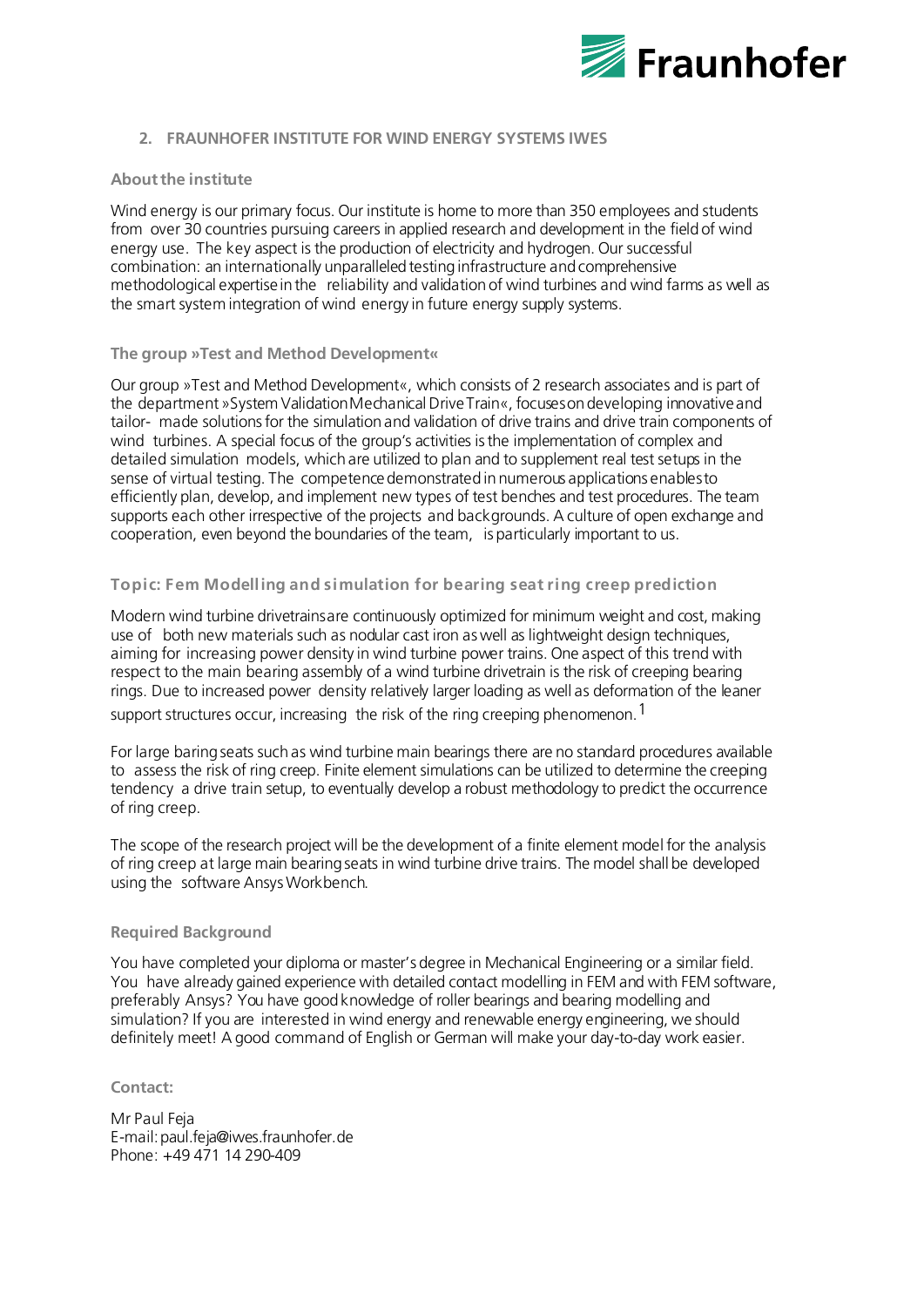## 2. FRAUNHOFER INSTITUTE FOR WIND ENERGY SYSTEMS IWES

### About the institute

Wind energy is our primary focus. Our institute is home to more than 350 employees and students from over 30 countries pursuing careers in applied research and development in the field of wind energy use. The key aspect is the production of electricity and hydrogen. Our successful combination: an internationally unparalleled testing infrastructure and comprehensive methodological expertise in the reliability and validation of wind turbines and wind farms as well as the smart system integration of wind energy in future energy supply systems.

### The group »Test and Method Development«

Our group »Test and Method Development«, which consists of 2 research associates and is part of the department »System Validation Mechanical Drive Train«, focuses on developing innovative and tailor- made solutions for the simulation and validation of drive trains and drive train components of wind turbines. A special focus of the group's activities is the implementation of complex and detailed simulation models, which are utilized to plan and to supplement real test setups in the sense of virtual testing. The competence demonstrated in numerous applications enables to efficiently plan, develop, and implement new types of test benches and test procedures. The team supports each other irrespective of the projects and backgrounds. A culture of open exchange and cooperation, even beyond the boundaries of the team, is particularly important to us.

### Topic: Fem Modelling and simulation for bearing seat ring creep prediction

Modern wind turbine drivetrains are continuously optimized for minimum weight and cost, making use of both new materials such as nodular cast iron as well as lightweight design techniques, aiming for increasing power density in wind turbine power trains. One aspect of this trend with respect to the main bearing assembly of a wind turbine drivetrain is the risk of creeping bearing rings. Due to increased power density relatively larger loading as well as deformation of the leaner support structures occur, increasing the risk of the ring creeping phenomenon.[1]

For large baring seats such as wind turbine main bearings there are no standard procedures available to assess the risk of ring creep. Finite element simulations can be utilized to determine the creeping tendency a drive train setup, to eventually develop a robust methodology to predict the occurrence of ring creep.

The scope of the research project will be the development of a finite element model for the analysis of ring creep at large main bearing seats in wind turbine drive trains. The model shall be developed using the software Ansys Workbench.

### Required Background

You have completed your diploma or master's degree in Mechanical Engineering or a similar field. You have already gained experience with detailed contact modelling in FEM and with FEM software, preferably Ansys? You have good knowledge of roller bearings and bearing modelling and simulation? If you are interested in wind energy and renewable energy engineering, we should definitely meet! A good command of English or German will make your day-to-day work easier.

### Contact:

Mr Paul Feja
E-mail: paul.feja@iwes.fraunhofer.de
Phone: +49 471 14 290-409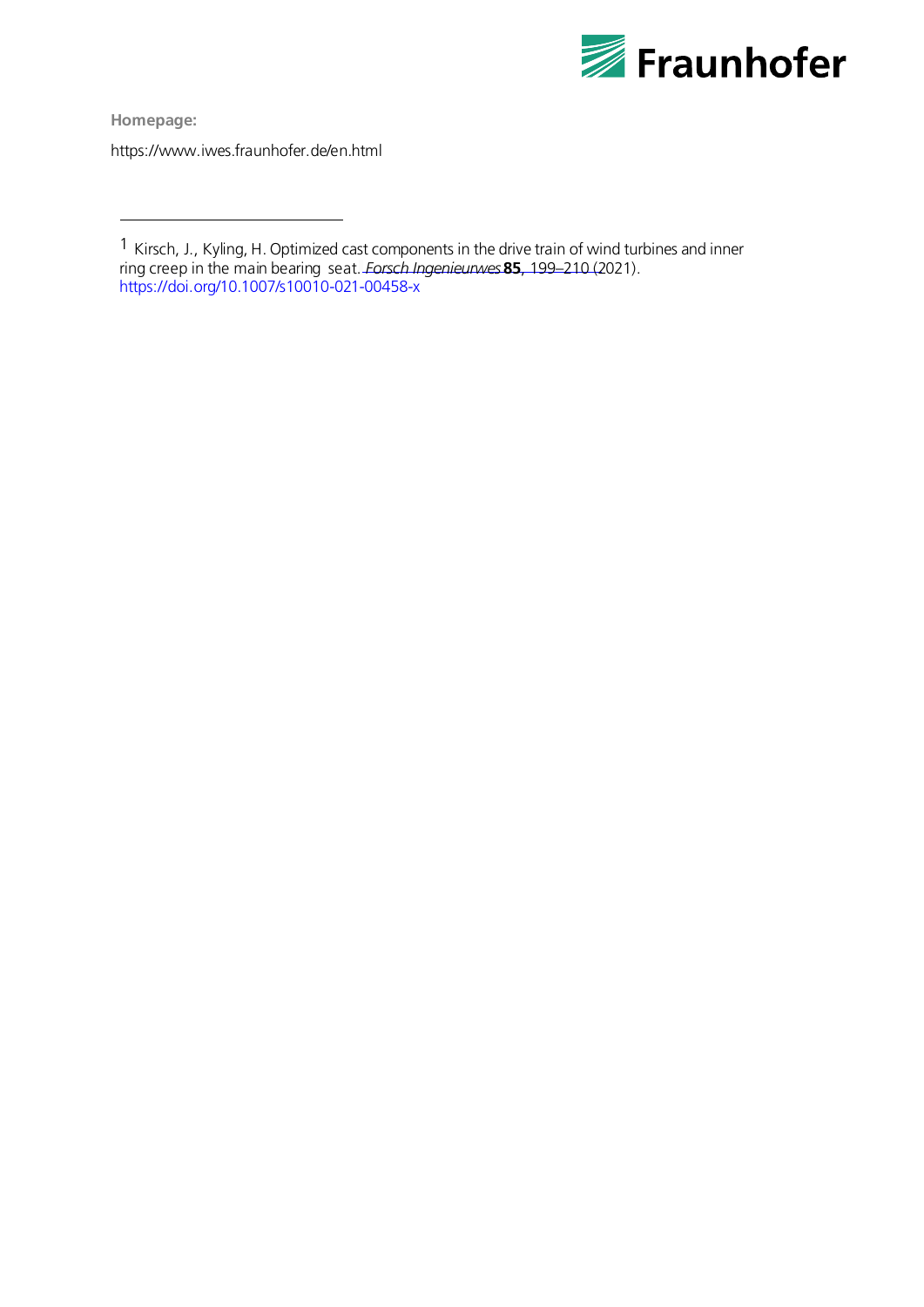**Homepage:**

https://www.iwes.fraunhofer.de/en.html

---

[1] Kirsch, J., Kyling, H. Optimized cast components in the drive train of wind turbines and inner ring creep in the main bearing seat. *Forsch Ingenieurwes* **85**, 199–210 (2021). https://doi.org/10.1007/s10010-021-00458-x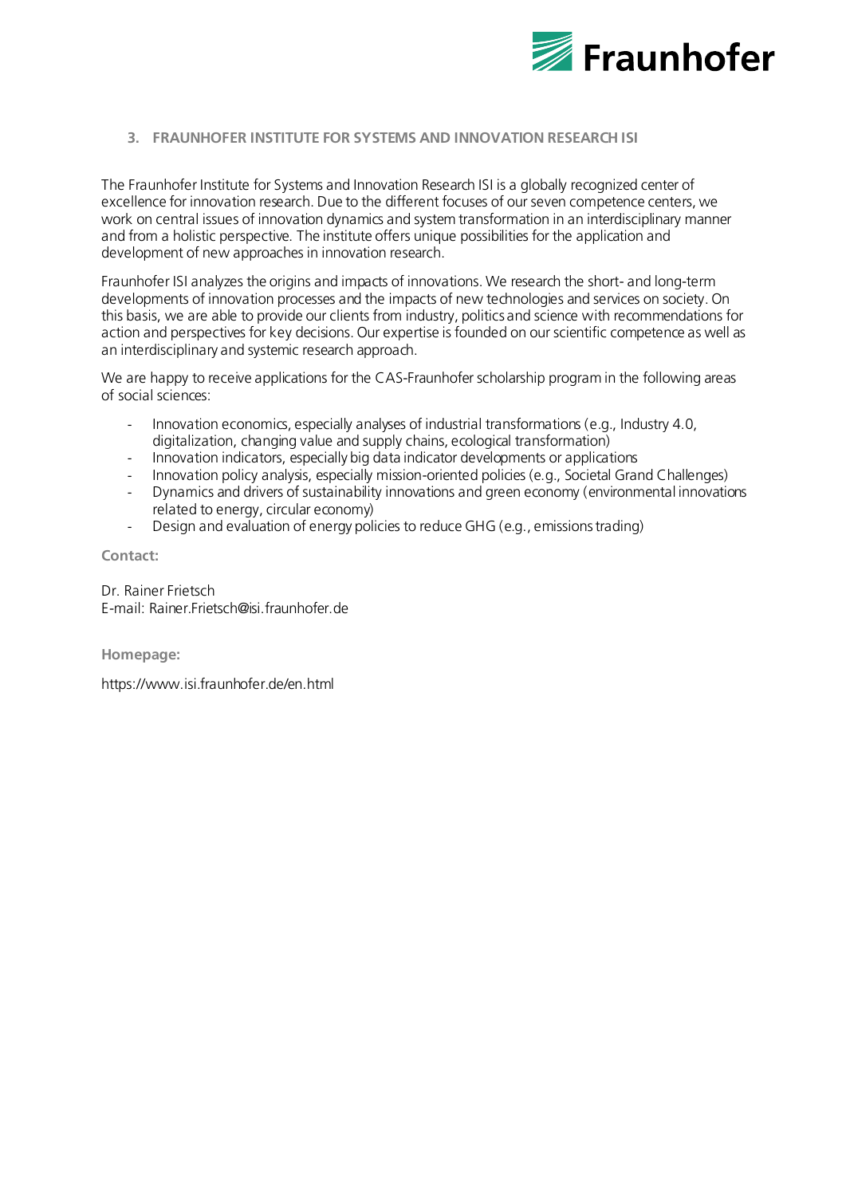## 3. FRAUNHOFER INSTITUTE FOR SYSTEMS AND INNOVATION RESEARCH ISI

The Fraunhofer Institute for Systems and Innovation Research ISI is a globally recognized center of excellence for innovation research. Due to the different focuses of our seven competence centers, we work on central issues of innovation dynamics and system transformation in an interdisciplinary manner and from a holistic perspective. The institute offers unique possibilities for the application and development of new approaches in innovation research.

Fraunhofer ISI analyzes the origins and impacts of innovations. We research the short- and long-term developments of innovation processes and the impacts of new technologies and services on society. On this basis, we are able to provide our clients from industry, politics and science with recommendations for action and perspectives for key decisions. Our expertise is founded on our scientific competence as well as an interdisciplinary and systemic research approach.

We are happy to receive applications for the CAS-Fraunhofer scholarship program in the following areas of social sciences:

- Innovation economics, especially analyses of industrial transformations (e.g., Industry 4.0, digitalization, changing value and supply chains, ecological transformation)
- Innovation indicators, especially big data indicator developments or applications
- Innovation policy analysis, especially mission-oriented policies (e.g., Societal Grand Challenges)
- Dynamics and drivers of sustainability innovations and green economy (environmental innovations related to energy, circular economy)
- Design and evaluation of energy policies to reduce GHG (e.g., emissions trading)

**Contact:**

Dr. Rainer Frietsch
E-mail: Rainer.Frietsch@isi.fraunhofer.de

**Homepage:**

https://www.isi.fraunhofer.de/en.html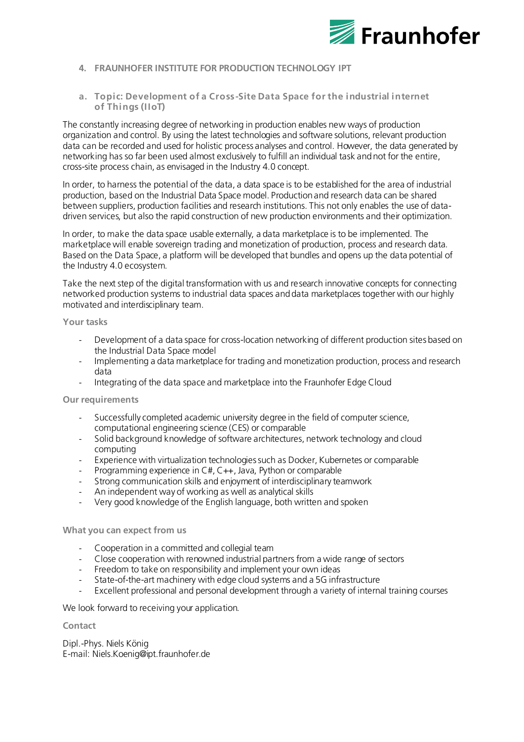## 4. FRAUNHOFER INSTITUTE FOR PRODUCTION TECHNOLOGY IPT

### a. Topic: Development of a Cross-Site Data Space for the industrial internet of Things (IIoT)

The constantly increasing degree of networking in production enables new ways of production organization and control. By using the latest technologies and software solutions, relevant production data can be recorded and used for holistic process analyses and control. However, the data generated by networking has so far been used almost exclusively to fulfill an individual task and not for the entire, cross-site process chain, as envisaged in the Industry 4.0 concept.

In order, to harness the potential of the data, a data space is to be established for the area of industrial production, based on the Industrial Data Space model. Production and research data can be shared between suppliers, production facilities and research institutions. This not only enables the use of data-driven services, but also the rapid construction of new production environments and their optimization.

In order, to make the data space usable externally, a data marketplace is to be implemented. The marketplace will enable sovereign trading and monetization of production, process and research data. Based on the Data Space, a platform will be developed that bundles and opens up the data potential of the Industry 4.0 ecosystem.

Take the next step of the digital transformation with us and research innovative concepts for connecting networked production systems to industrial data spaces and data marketplaces together with our highly motivated and interdisciplinary team.

#### Your tasks

- Development of a data space for cross-location networking of different production sites based on the Industrial Data Space model
- Implementing a data marketplace for trading and monetization production, process and research data
- Integrating of the data space and marketplace into the Fraunhofer Edge Cloud

#### Our requirements

- Successfully completed academic university degree in the field of computer science, computational engineering science (CES) or comparable
- Solid background knowledge of software architectures, network technology and cloud computing
- Experience with virtualization technologies such as Docker, Kubernetes or comparable
- Programming experience in C#, C++, Java, Python or comparable
- Strong communication skills and enjoyment of interdisciplinary teamwork
- An independent way of working as well as analytical skills
- Very good knowledge of the English language, both written and spoken

#### What you can expect from us

- Cooperation in a committed and collegial team
- Close cooperation with renowned industrial partners from a wide range of sectors
- Freedom to take on responsibility and implement your own ideas
- State-of-the-art machinery with edge cloud systems and a 5G infrastructure
- Excellent professional and personal development through a variety of internal training courses

We look forward to receiving your application.

#### Contact

Dipl.-Phys. Niels König
E-mail: Niels.Koenig@ipt.fraunhofer.de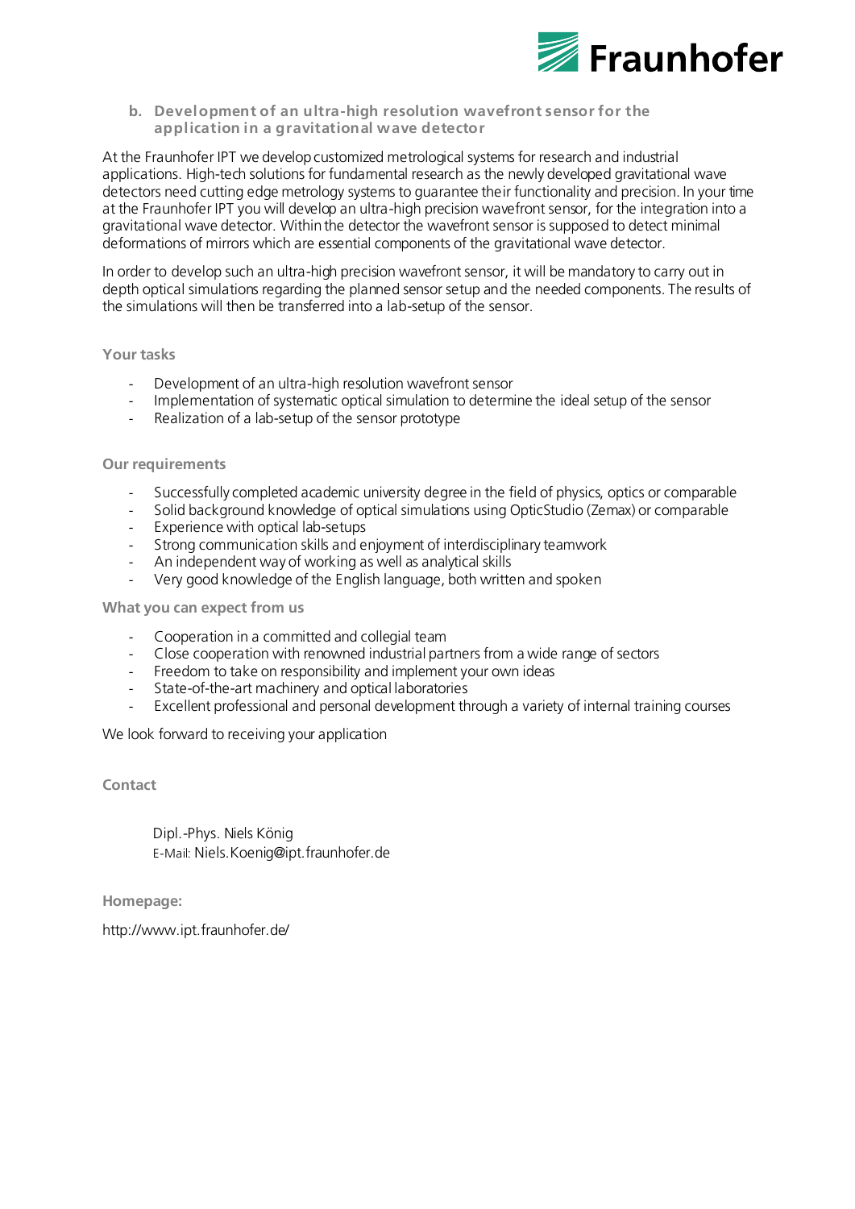## b. Development of an ultra-high resolution wavefront sensor for the application in a gravitational wave detector

At the Fraunhofer IPT we develop customized metrological systems for research and industrial applications. High-tech solutions for fundamental research as the newly developed gravitational wave detectors need cutting edge metrology systems to guarantee their functionality and precision. In your time at the Fraunhofer IPT you will develop an ultra-high precision wavefront sensor, for the integration into a gravitational wave detector. Within the detector the wavefront sensor is supposed to detect minimal deformations of mirrors which are essential components of the gravitational wave detector.

In order to develop such an ultra-high precision wavefront sensor, it will be mandatory to carry out in depth optical simulations regarding the planned sensor setup and the needed components. The results of the simulations will then be transferred into a lab-setup of the sensor.

### Your tasks

- Development of an ultra-high resolution wavefront sensor
- Implementation of systematic optical simulation to determine the ideal setup of the sensor
- Realization of a lab-setup of the sensor prototype

### Our requirements

- Successfully completed academic university degree in the field of physics, optics or comparable
- Solid background knowledge of optical simulations using OpticStudio (Zemax) or comparable
- Experience with optical lab-setups
- Strong communication skills and enjoyment of interdisciplinary teamwork
- An independent way of working as well as analytical skills
- Very good knowledge of the English language, both written and spoken

### What you can expect from us

- Cooperation in a committed and collegial team
- Close cooperation with renowned industrial partners from a wide range of sectors
- Freedom to take on responsibility and implement your own ideas
- State-of-the-art machinery and optical laboratories
- Excellent professional and personal development through a variety of internal training courses

We look forward to receiving your application

### Contact

Dipl.-Phys. Niels König
E-Mail: Niels.Koenig@ipt.fraunhofer.de

### Homepage:

http://www.ipt.fraunhofer.de/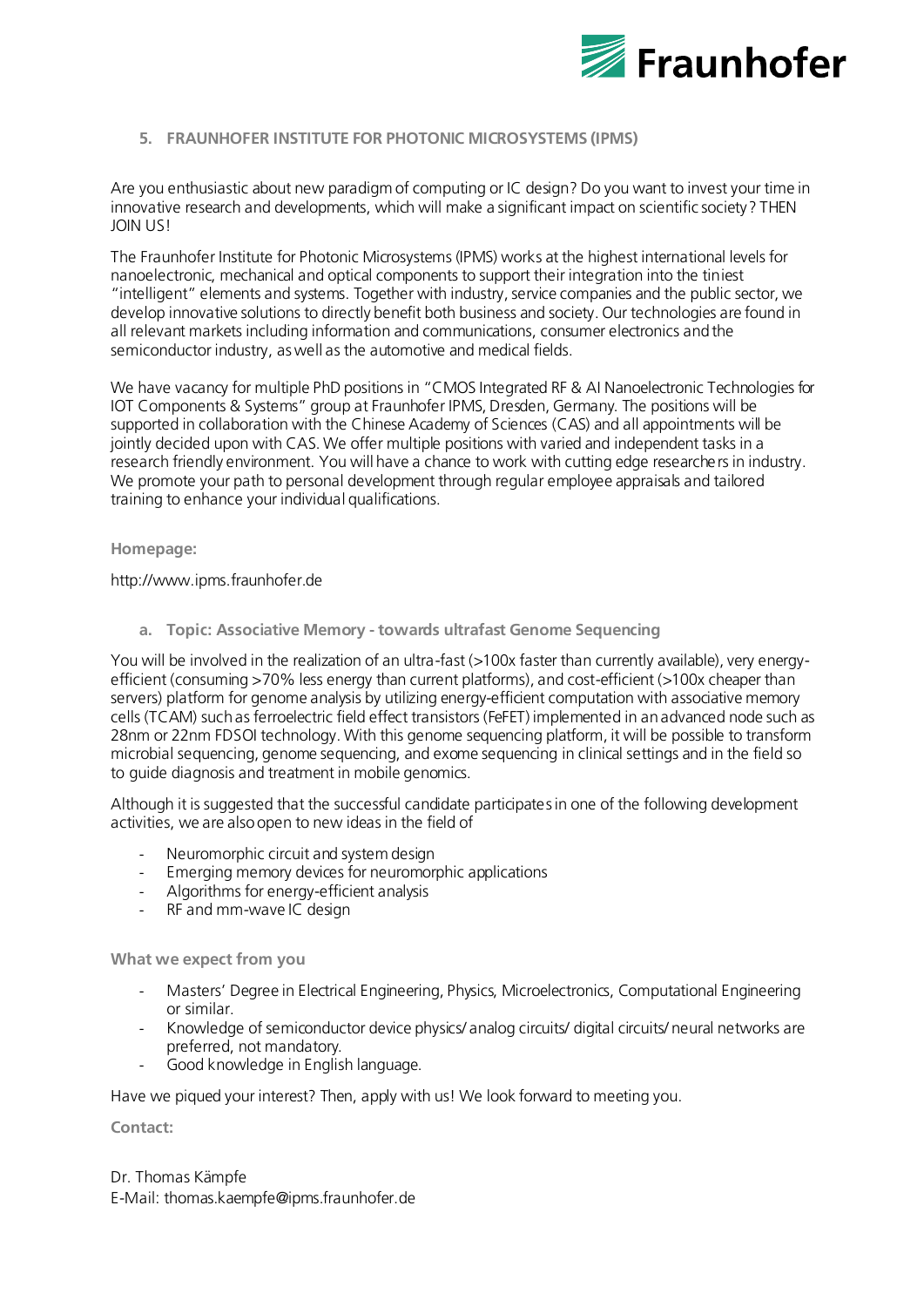## 5. FRAUNHOFER INSTITUTE FOR PHOTONIC MICROSYSTEMS (IPMS)

Are you enthusiastic about new paradigm of computing or IC design? Do you want to invest your time in innovative research and developments, which will make a significant impact on scientific society? THEN JOIN US!

The Fraunhofer Institute for Photonic Microsystems (IPMS) works at the highest international levels for nanoelectronic, mechanical and optical components to support their integration into the tiniest "intelligent" elements and systems. Together with industry, service companies and the public sector, we develop innovative solutions to directly benefit both business and society. Our technologies are found in all relevant markets including information and communications, consumer electronics and the semiconductor industry, as well as the automotive and medical fields.

We have vacancy for multiple PhD positions in "CMOS Integrated RF & AI Nanoelectronic Technologies for IOT Components & Systems" group at Fraunhofer IPMS, Dresden, Germany. The positions will be supported in collaboration with the Chinese Academy of Sciences (CAS) and all appointments will be jointly decided upon with CAS. We offer multiple positions with varied and independent tasks in a research friendly environment. You will have a chance to work with cutting edge researchers in industry. We promote your path to personal development through regular employee appraisals and tailored training to enhance your individual qualifications.

**Homepage:**

http://www.ipms.fraunhofer.de

### a. Topic: Associative Memory - towards ultrafast Genome Sequencing

You will be involved in the realization of an ultra-fast (>100x faster than currently available), very energy-efficient (consuming >70% less energy than current platforms), and cost-efficient (>100x cheaper than servers) platform for genome analysis by utilizing energy-efficient computation with associative memory cells (TCAM) such as ferroelectric field effect transistors (FeFET) implemented in an advanced node such as 28nm or 22nm FDSOI technology. With this genome sequencing platform, it will be possible to transform microbial sequencing, genome sequencing, and exome sequencing in clinical settings and in the field so to guide diagnosis and treatment in mobile genomics.

Although it is suggested that the successful candidate participates in one of the following development activities, we are also open to new ideas in the field of

- Neuromorphic circuit and system design
- Emerging memory devices for neuromorphic applications
- Algorithms for energy-efficient analysis
- RF and mm-wave IC design

**What we expect from you**

- Masters' Degree in Electrical Engineering, Physics, Microelectronics, Computational Engineering or similar.
- Knowledge of semiconductor device physics/ analog circuits/ digital circuits/ neural networks are preferred, not mandatory.
- Good knowledge in English language.

Have we piqued your interest? Then, apply with us! We look forward to meeting you.

**Contact:**

Dr. Thomas Kämpfe
E-Mail: thomas.kaempfe@ipms.fraunhofer.de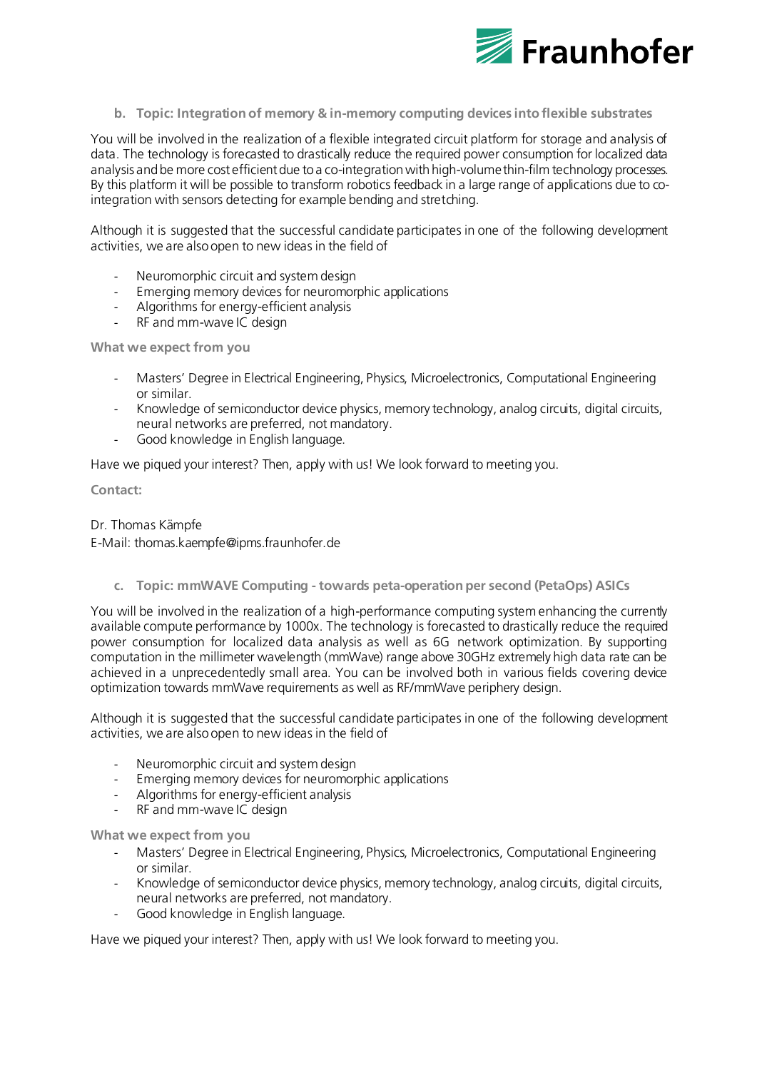### b. Topic: Integration of memory & in-memory computing devices into flexible substrates

You will be involved in the realization of a flexible integrated circuit platform for storage and analysis of data. The technology is forecasted to drastically reduce the required power consumption for localized data analysis and be more cost efficient due to a co-integration with high-volume thin-film technology processes. By this platform it will be possible to transform robotics feedback in a large range of applications due to co-integration with sensors detecting for example bending and stretching.

Although it is suggested that the successful candidate participates in one of the following development activities, we are also open to new ideas in the field of

- Neuromorphic circuit and system design
- Emerging memory devices for neuromorphic applications
- Algorithms for energy-efficient analysis
- RF and mm-wave IC design

**What we expect from you**

- Masters' Degree in Electrical Engineering, Physics, Microelectronics, Computational Engineering or similar.
- Knowledge of semiconductor device physics, memory technology, analog circuits, digital circuits, neural networks are preferred, not mandatory.
- Good knowledge in English language.

Have we piqued your interest? Then, apply with us! We look forward to meeting you.

**Contact:**

Dr. Thomas Kämpfe
E-Mail: thomas.kaempfe@ipms.fraunhofer.de

### c. Topic: mmWAVE Computing - towards peta-operation per second (PetaOps) ASICs

You will be involved in the realization of a high-performance computing system enhancing the currently available compute performance by 1000x. The technology is forecasted to drastically reduce the required power consumption for localized data analysis as well as 6G network optimization. By supporting computation in the millimeter wavelength (mmWave) range above 30GHz extremely high data rate can be achieved in a unprecedentedly small area. You can be involved both in various fields covering device optimization towards mmWave requirements as well as RF/mmWave periphery design.

Although it is suggested that the successful candidate participates in one of the following development activities, we are also open to new ideas in the field of

- Neuromorphic circuit and system design
- Emerging memory devices for neuromorphic applications
- Algorithms for energy-efficient analysis
- RF and mm-wave IC design

**What we expect from you**

- Masters' Degree in Electrical Engineering, Physics, Microelectronics, Computational Engineering or similar.
- Knowledge of semiconductor device physics, memory technology, analog circuits, digital circuits, neural networks are preferred, not mandatory.
- Good knowledge in English language.

Have we piqued your interest? Then, apply with us! We look forward to meeting you.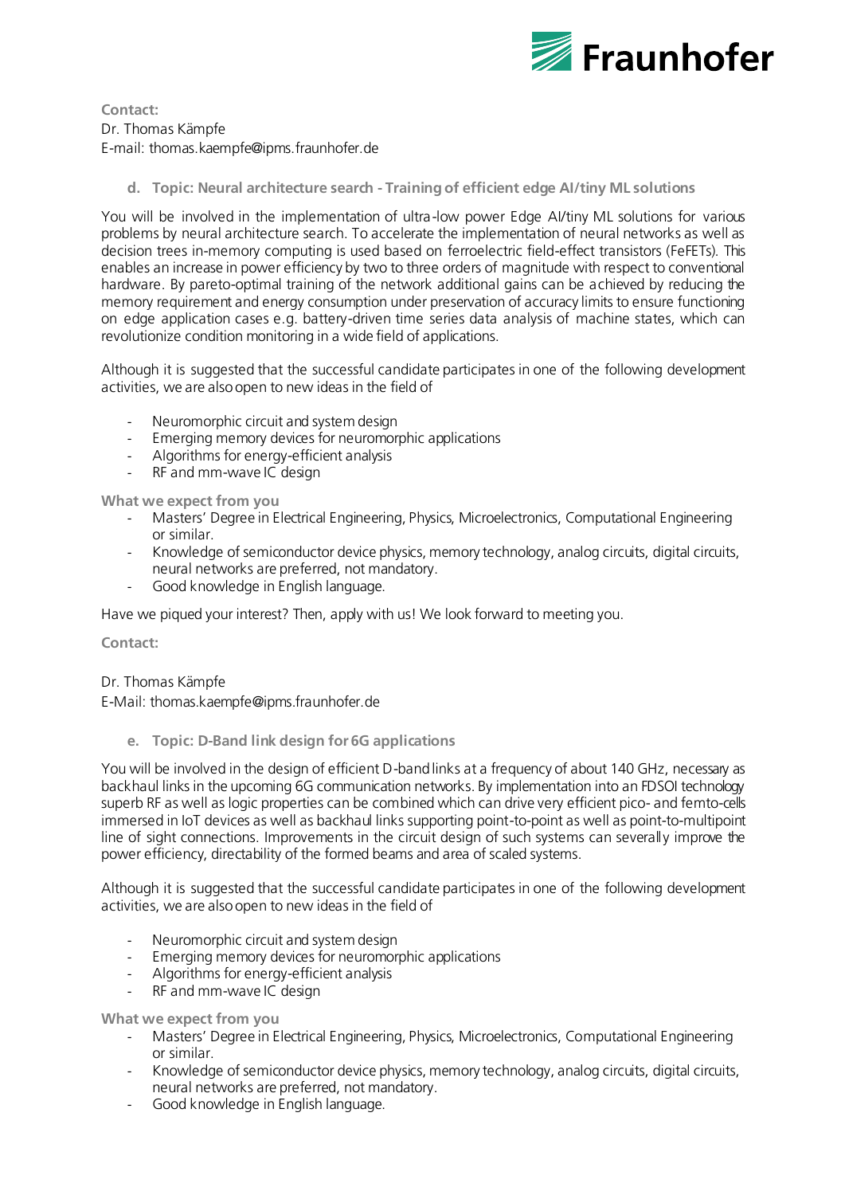**Contact:**
Dr. Thomas Kämpfe
E-mail: thomas.kaempfe@ipms.fraunhofer.de

### d. Topic: Neural architecture search - Training of efficient edge AI/tiny ML solutions

You will be involved in the implementation of ultra-low power Edge AI/tiny ML solutions for various problems by neural architecture search. To accelerate the implementation of neural networks as well as decision trees in-memory computing is used based on ferroelectric field-effect transistors (FeFETs). This enables an increase in power efficiency by two to three orders of magnitude with respect to conventional hardware. By pareto-optimal training of the network additional gains can be achieved by reducing the memory requirement and energy consumption under preservation of accuracy limits to ensure functioning on edge application cases e.g. battery-driven time series data analysis of machine states, which can revolutionize condition monitoring in a wide field of applications.

Although it is suggested that the successful candidate participates in one of the following development activities, we are also open to new ideas in the field of

- Neuromorphic circuit and system design
- Emerging memory devices for neuromorphic applications
- Algorithms for energy-efficient analysis
- RF and mm-wave IC design

**What we expect from you**

- Masters' Degree in Electrical Engineering, Physics, Microelectronics, Computational Engineering or similar.
- Knowledge of semiconductor device physics, memory technology, analog circuits, digital circuits, neural networks are preferred, not mandatory.
- Good knowledge in English language.

Have we piqued your interest? Then, apply with us! We look forward to meeting you.

**Contact:**

Dr. Thomas Kämpfe
E-Mail: thomas.kaempfe@ipms.fraunhofer.de

### e. Topic: D-Band link design for 6G applications

You will be involved in the design of efficient D-band links at a frequency of about 140 GHz, necessary as backhaul links in the upcoming 6G communication networks. By implementation into an FDSOI technology superb RF as well as logic properties can be combined which can drive very efficient pico- and femto-cells immersed in IoT devices as well as backhaul links supporting point-to-point as well as point-to-multipoint line of sight connections. Improvements in the circuit design of such systems can severally improve the power efficiency, directability of the formed beams and area of scaled systems.

Although it is suggested that the successful candidate participates in one of the following development activities, we are also open to new ideas in the field of

- Neuromorphic circuit and system design
- Emerging memory devices for neuromorphic applications
- Algorithms for energy-efficient analysis
- RF and mm-wave IC design

**What we expect from you**

- Masters' Degree in Electrical Engineering, Physics, Microelectronics, Computational Engineering or similar.
- Knowledge of semiconductor device physics, memory technology, analog circuits, digital circuits, neural networks are preferred, not mandatory.
- Good knowledge in English language.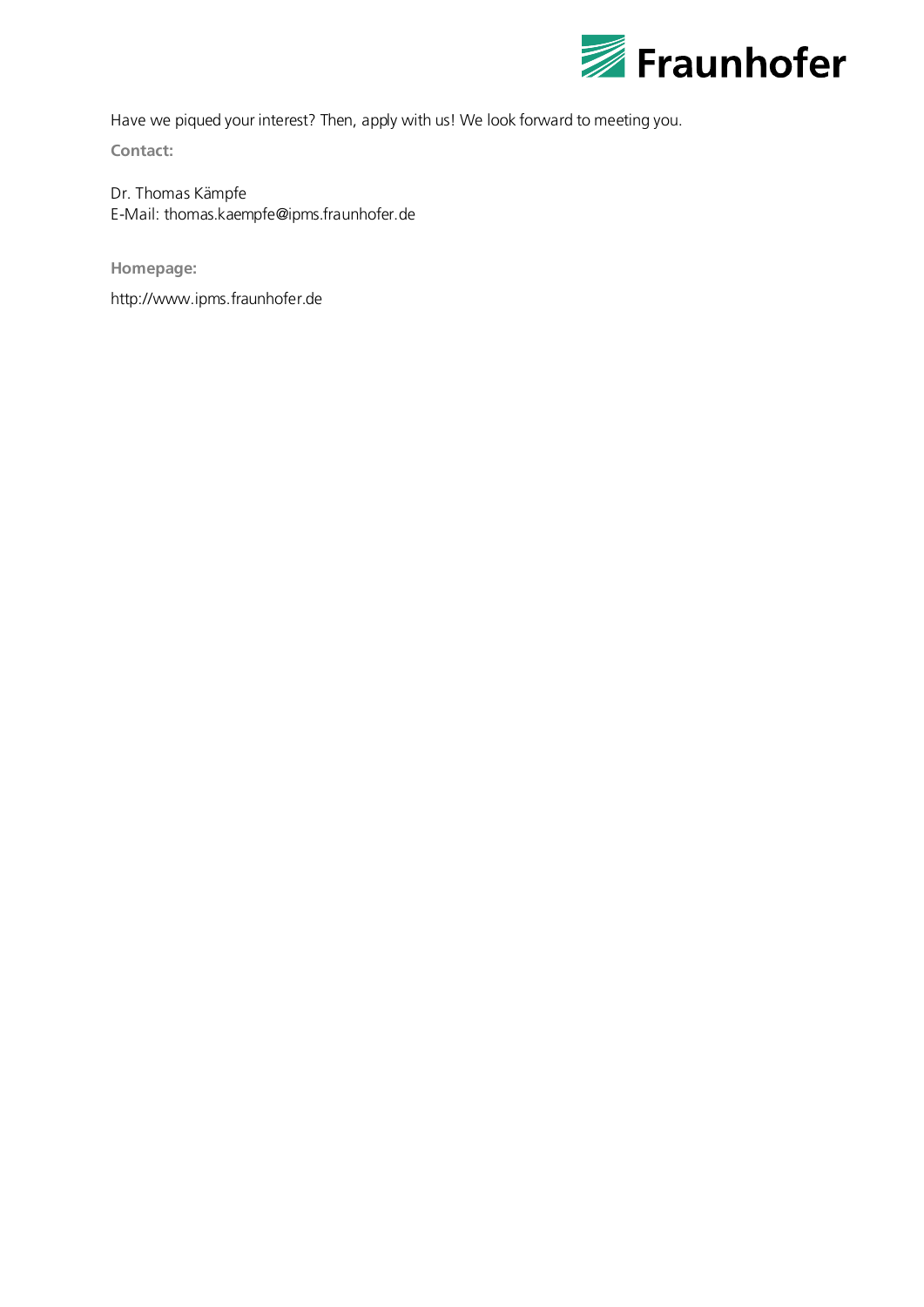Have we piqued your interest? Then, apply with us! We look forward to meeting you.

**Contact:**

Dr. Thomas Kämpfe
E-Mail: thomas.kaempfe@ipms.fraunhofer.de

**Homepage:**

http://www.ipms.fraunhofer.de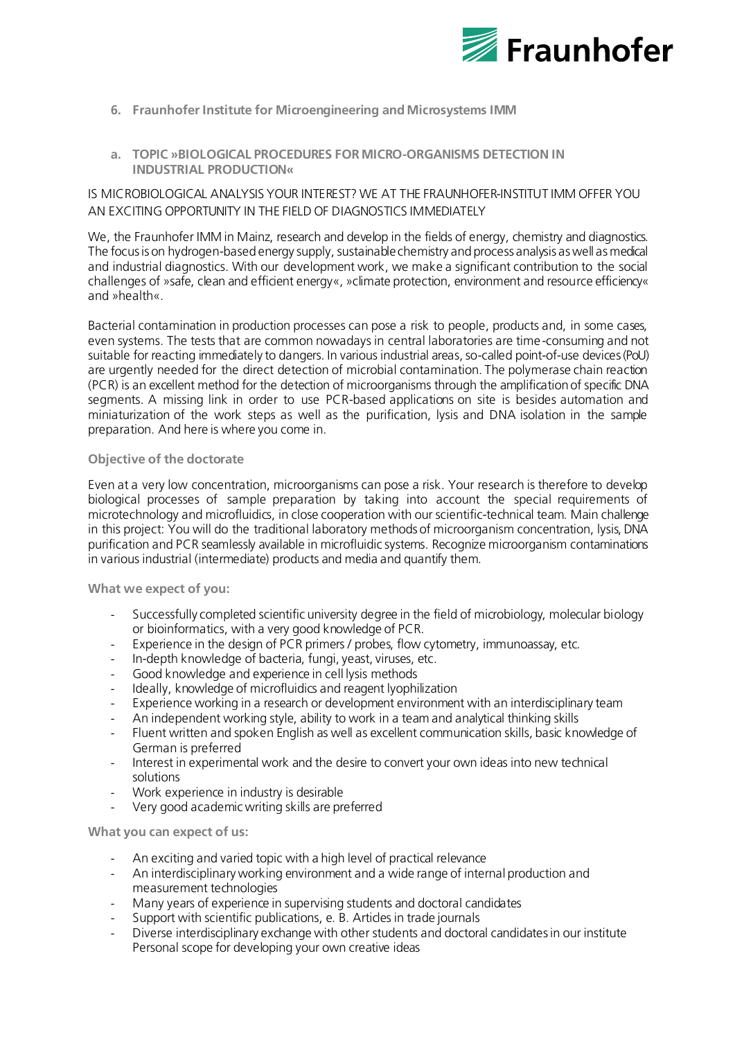## 6. Fraunhofer Institute for Microengineering and Microsystems IMM

### a. TOPIC »BIOLOGICAL PROCEDURES FOR MICRO-ORGANISMS DETECTION IN INDUSTRIAL PRODUCTION«

IS MICROBIOLOGICAL ANALYSIS YOUR INTEREST? WE AT THE FRAUNHOFER-INSTITUT IMM OFFER YOU AN EXCITING OPPORTUNITY IN THE FIELD OF DIAGNOSTICS IMMEDIATELY

We, the Fraunhofer IMM in Mainz, research and develop in the fields of energy, chemistry and diagnostics. The focus is on hydrogen-based energy supply, sustainable chemistry and process analysis as well as medical and industrial diagnostics. With our development work, we make a significant contribution to the social challenges of »safe, clean and efficient energy«, »climate protection, environment and resource efficiency« and »health«.

Bacterial contamination in production processes can pose a risk to people, products and, in some cases, even systems. The tests that are common nowadays in central laboratories are time-consuming and not suitable for reacting immediately to dangers. In various industrial areas, so-called point-of-use devices (PoU) are urgently needed for the direct detection of microbial contamination. The polymerase chain reaction (PCR) is an excellent method for the detection of microorganisms through the amplification of specific DNA segments. A missing link in order to use PCR-based applications on site is besides automation and miniaturization of the work steps as well as the purification, lysis and DNA isolation in the sample preparation. And here is where you come in.

#### Objective of the doctorate

Even at a very low concentration, microorganisms can pose a risk. Your research is therefore to develop biological processes of sample preparation by taking into account the special requirements of microtechnology and microfluidics, in close cooperation with our scientific-technical team. Main challenge in this project: You will do the traditional laboratory methods of microorganism concentration, lysis, DNA purification and PCR seamlessly available in microfluidic systems. Recognize microorganism contaminations in various industrial (intermediate) products and media and quantify them.

#### What we expect of you:

- Successfully completed scientific university degree in the field of microbiology, molecular biology or bioinformatics, with a very good knowledge of PCR.
- Experience in the design of PCR primers / probes, flow cytometry, immunoassay, etc.
- In-depth knowledge of bacteria, fungi, yeast, viruses, etc.
- Good knowledge and experience in cell lysis methods
- Ideally, knowledge of microfluidics and reagent lyophilization
- Experience working in a research or development environment with an interdisciplinary team
- An independent working style, ability to work in a team and analytical thinking skills
- Fluent written and spoken English as well as excellent communication skills, basic knowledge of German is preferred
- Interest in experimental work and the desire to convert your own ideas into new technical solutions
- Work experience in industry is desirable
- Very good academic writing skills are preferred

#### What you can expect of us:

- An exciting and varied topic with a high level of practical relevance
- An interdisciplinary working environment and a wide range of internal production and measurement technologies
- Many years of experience in supervising students and doctoral candidates
- Support with scientific publications, e. B. Articles in trade journals
- Diverse interdisciplinary exchange with other students and doctoral candidates in our institute Personal scope for developing your own creative ideas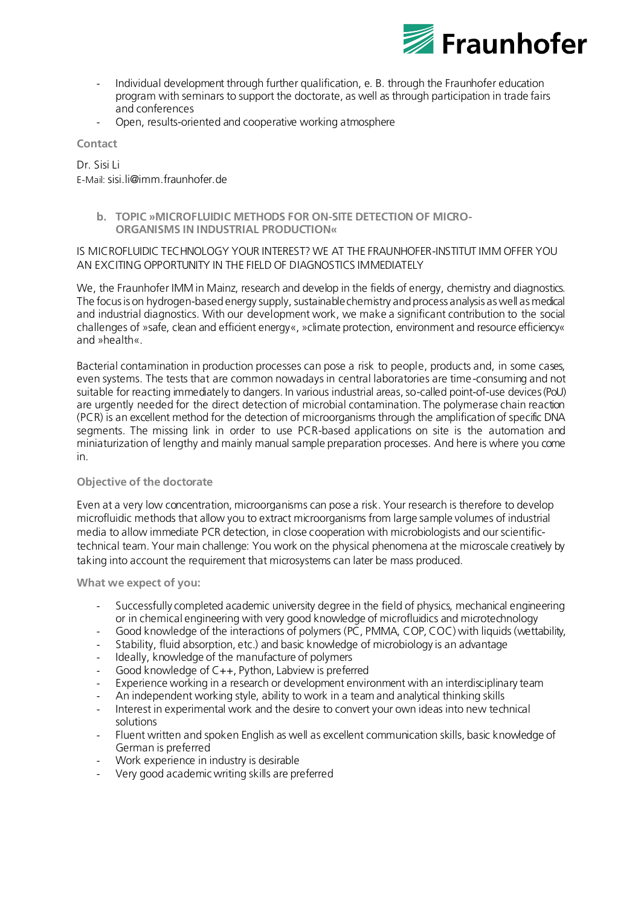- Individual development through further qualification, e. B. through the Fraunhofer education program with seminars to support the doctorate, as well as through participation in trade fairs and conferences
- Open, results-oriented and cooperative working atmosphere

**Contact**

Dr. Sisi Li
E-Mail: sisi.li@imm.fraunhofer.de

### b. TOPIC »MICROFLUIDIC METHODS FOR ON-SITE DETECTION OF MICRO-ORGANISMS IN INDUSTRIAL PRODUCTION«

IS MICROFLUIDIC TECHNOLOGY YOUR INTEREST? WE AT THE FRAUNHOFER-INSTITUT IMM OFFER YOU AN EXCITING OPPORTUNITY IN THE FIELD OF DIAGNOSTICS IMMEDIATELY

We, the Fraunhofer IMM in Mainz, research and develop in the fields of energy, chemistry and diagnostics. The focus is on hydrogen-based energy supply, sustainable chemistry and process analysis as well as medical and industrial diagnostics. With our development work, we make a significant contribution to the social challenges of »safe, clean and efficient energy«, »climate protection, environment and resource efficiency« and »health«.

Bacterial contamination in production processes can pose a risk to people, products and, in some cases, even systems. The tests that are common nowadays in central laboratories are time-consuming and not suitable for reacting immediately to dangers. In various industrial areas, so-called point-of-use devices (PoU) are urgently needed for the direct detection of microbial contamination. The polymerase chain reaction (PCR) is an excellent method for the detection of microorganisms through the amplification of specific DNA segments. The missing link in order to use PCR-based applications on site is the automation and miniaturization of lengthy and mainly manual sample preparation processes. And here is where you come in.

**Objective of the doctorate**

Even at a very low concentration, microorganisms can pose a risk. Your research is therefore to develop microfluidic methods that allow you to extract microorganisms from large sample volumes of industrial media to allow immediate PCR detection, in close cooperation with microbiologists and our scientific-technical team. Your main challenge: You work on the physical phenomena at the microscale creatively by taking into account the requirement that microsystems can later be mass produced.

**What we expect of you:**

- Successfully completed academic university degree in the field of physics, mechanical engineering or in chemical engineering with very good knowledge of microfluidics and microtechnology
- Good knowledge of the interactions of polymers (PC, PMMA, COP, COC) with liquids (wettability,
- Stability, fluid absorption, etc.) and basic knowledge of microbiology is an advantage
- Ideally, knowledge of the manufacture of polymers
- Good knowledge of C++, Python, Labview is preferred
- Experience working in a research or development environment with an interdisciplinary team
- An independent working style, ability to work in a team and analytical thinking skills
- Interest in experimental work and the desire to convert your own ideas into new technical solutions
- Fluent written and spoken English as well as excellent communication skills, basic knowledge of German is preferred
- Work experience in industry is desirable
- Very good academic writing skills are preferred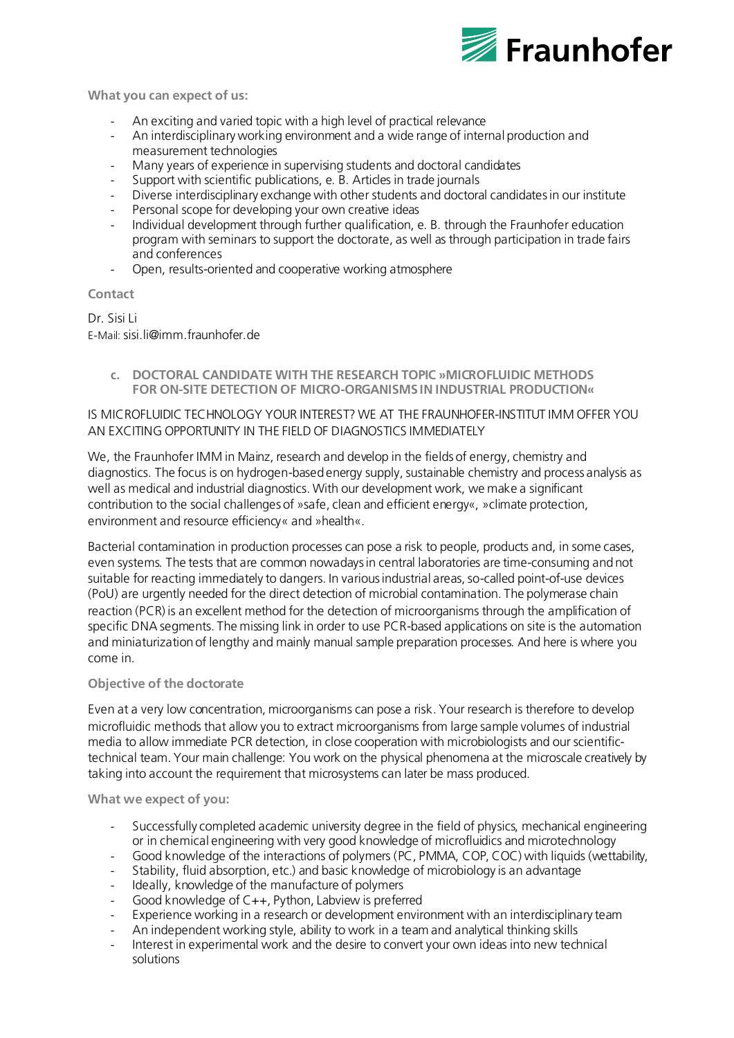**What you can expect of us:**

- An exciting and varied topic with a high level of practical relevance
- An interdisciplinary working environment and a wide range of internal production and measurement technologies
- Many years of experience in supervising students and doctoral candidates
- Support with scientific publications, e. B. Articles in trade journals
- Diverse interdisciplinary exchange with other students and doctoral candidates in our institute
- Personal scope for developing your own creative ideas
- Individual development through further qualification, e. B. through the Fraunhofer education program with seminars to support the doctorate, as well as through participation in trade fairs and conferences
- Open, results-oriented and cooperative working atmosphere

**Contact**

Dr. Sisi Li
E-Mail: sisi.li@imm.fraunhofer.de

### c. DOCTORAL CANDIDATE WITH THE RESEARCH TOPIC »MICROFLUIDIC METHODS FOR ON-SITE DETECTION OF MICRO-ORGANISMS IN INDUSTRIAL PRODUCTION«

IS MICROFLUIDIC TECHNOLOGY YOUR INTEREST? WE AT THE FRAUNHOFER-INSTITUT IMM OFFER YOU AN EXCITING OPPORTUNITY IN THE FIELD OF DIAGNOSTICS IMMEDIATELY

We, the Fraunhofer IMM in Mainz, research and develop in the fields of energy, chemistry and diagnostics. The focus is on hydrogen-based energy supply, sustainable chemistry and process analysis as well as medical and industrial diagnostics. With our development work, we make a significant contribution to the social challenges of »safe, clean and efficient energy«, »climate protection, environment and resource efficiency« and »health«.

Bacterial contamination in production processes can pose a risk to people, products and, in some cases, even systems. The tests that are common nowadays in central laboratories are time-consuming and not suitable for reacting immediately to dangers. In various industrial areas, so-called point-of-use devices (PoU) are urgently needed for the direct detection of microbial contamination. The polymerase chain reaction (PCR) is an excellent method for the detection of microorganisms through the amplification of specific DNA segments. The missing link in order to use PCR-based applications on site is the automation and miniaturization of lengthy and mainly manual sample preparation processes. And here is where you come in.

**Objective of the doctorate**

Even at a very low concentration, microorganisms can pose a risk. Your research is therefore to develop microfluidic methods that allow you to extract microorganisms from large sample volumes of industrial media to allow immediate PCR detection, in close cooperation with microbiologists and our scientific-technical team. Your main challenge: You work on the physical phenomena at the microscale creatively by taking into account the requirement that microsystems can later be mass produced.

**What we expect of you:**

- Successfully completed academic university degree in the field of physics, mechanical engineering or in chemical engineering with very good knowledge of microfluidics and microtechnology
- Good knowledge of the interactions of polymers (PC, PMMA, COP, COC) with liquids (wettability,
- Stability, fluid absorption, etc.) and basic knowledge of microbiology is an advantage
- Ideally, knowledge of the manufacture of polymers
- Good knowledge of C++, Python, Labview is preferred
- Experience working in a research or development environment with an interdisciplinary team
- An independent working style, ability to work in a team and analytical thinking skills
- Interest in experimental work and the desire to convert your own ideas into new technical solutions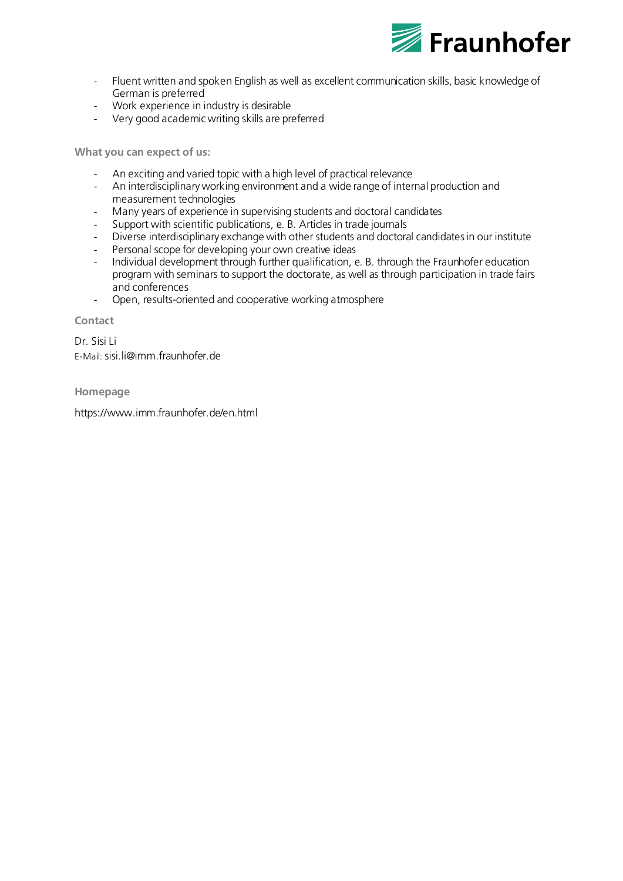- Fluent written and spoken English as well as excellent communication skills, basic knowledge of German is preferred
- Work experience in industry is desirable
- Very good academic writing skills are preferred

**What you can expect of us:**

- An exciting and varied topic with a high level of practical relevance
- An interdisciplinary working environment and a wide range of internal production and measurement technologies
- Many years of experience in supervising students and doctoral candidates
- Support with scientific publications, e. B. Articles in trade journals
- Diverse interdisciplinary exchange with other students and doctoral candidates in our institute
- Personal scope for developing your own creative ideas
- Individual development through further qualification, e. B. through the Fraunhofer education program with seminars to support the doctorate, as well as through participation in trade fairs and conferences
- Open, results-oriented and cooperative working atmosphere

**Contact**

Dr. Sisi Li
E-Mail: sisi.li@imm.fraunhofer.de

**Homepage**

https://www.imm.fraunhofer.de/en.html